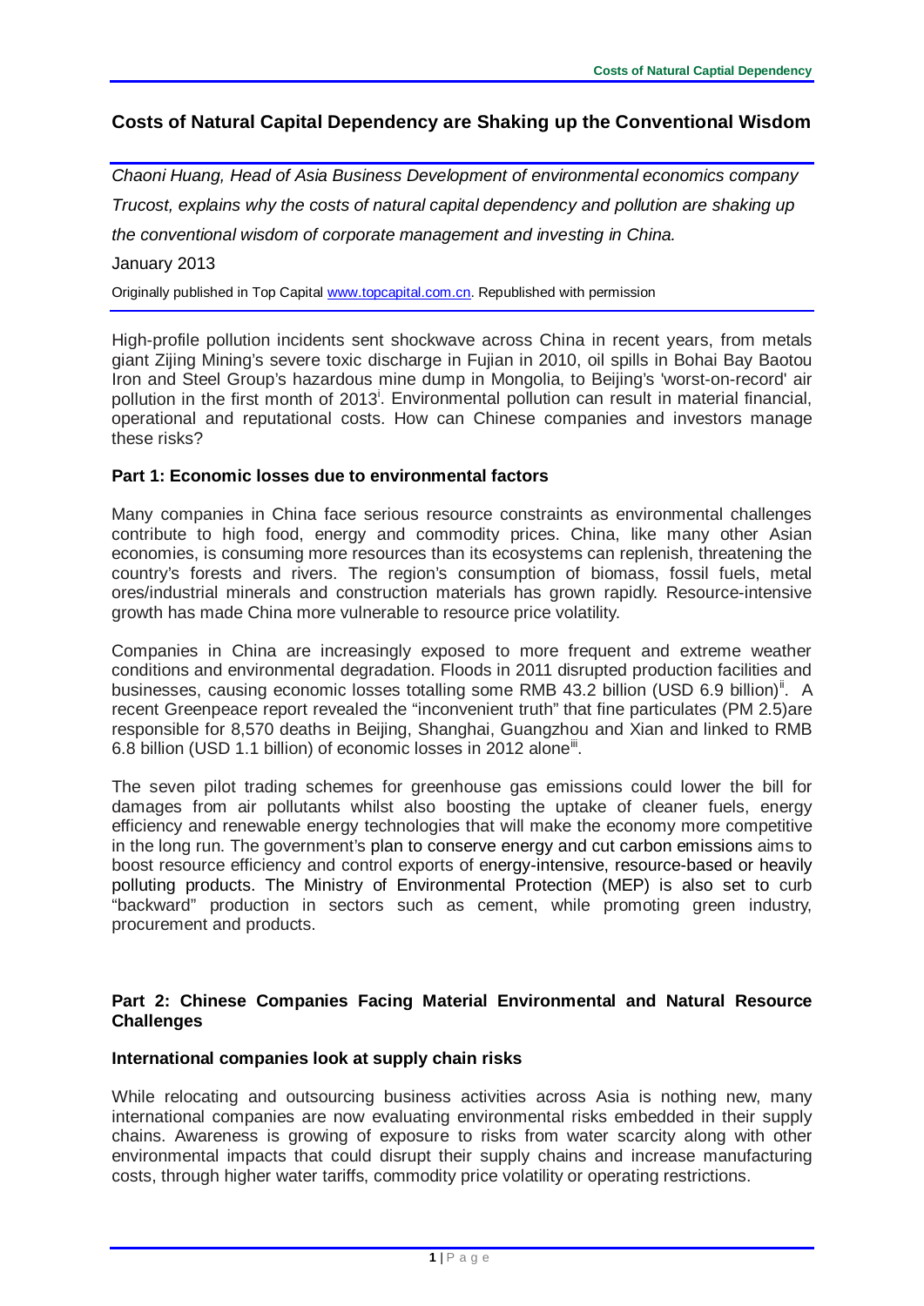# Costs of Natural Capital Dependency are Shaking up the Conventional Wisdom

*Chaoni Huang, Head of Asia Business Development of environmental economics company Trucost, explains why the costs of natural capital dependency and pollution are shaking up the conventional wisdom of corporate management and investing in China.*

January 2013

Originally published in Top Capital www.topcapital.com.cn. Republished with permission

High-profile pollution incidents sent shockwave across China in recent years, from metals giant Zijing Mining's severe toxic discharge in Fujian in 2010, oil spills in Bohai Bay Baotou Iron and Steel Group's hazardous mine dump in Mongolia, to Beijing's 'worst-on-record' air pollution in the first month of 2013[i]. Environmental pollution can result in material financial, operational and reputational costs. How can Chinese companies and investors manage these risks?

## Part 1: Economic losses due to environmental factors

Many companies in China face serious resource constraints as environmental challenges contribute to high food, energy and commodity prices. China, like many other Asian economies, is consuming more resources than its ecosystems can replenish, threatening the country's forests and rivers. The region's consumption of biomass, fossil fuels, metal ores/industrial minerals and construction materials has grown rapidly. Resource-intensive growth has made China more vulnerable to resource price volatility.

Companies in China are increasingly exposed to more frequent and extreme weather conditions and environmental degradation. Floods in 2011 disrupted production facilities and businesses, causing economic losses totalling some RMB 43.2 billion (USD 6.9 billion)[ii]. A recent Greenpeace report revealed the "inconvenient truth" that fine particulates (PM 2.5)are responsible for 8,570 deaths in Beijing, Shanghai, Guangzhou and Xian and linked to RMB 6.8 billion (USD 1.1 billion) of economic losses in 2012 alone[iii].

The seven pilot trading schemes for greenhouse gas emissions could lower the bill for damages from air pollutants whilst also boosting the uptake of cleaner fuels, energy efficiency and renewable energy technologies that will make the economy more competitive in the long run. The government's plan to conserve energy and cut carbon emissions aims to boost resource efficiency and control exports of energy-intensive, resource-based or heavily polluting products. The Ministry of Environmental Protection (MEP) is also set to curb "backward" production in sectors such as cement, while promoting green industry, procurement and products.

## Part 2: Chinese Companies Facing Material Environmental and Natural Resource Challenges

### International companies look at supply chain risks

While relocating and outsourcing business activities across Asia is nothing new, many international companies are now evaluating environmental risks embedded in their supply chains. Awareness is growing of exposure to risks from water scarcity along with other environmental impacts that could disrupt their supply chains and increase manufacturing costs, through higher water tariffs, commodity price volatility or operating restrictions.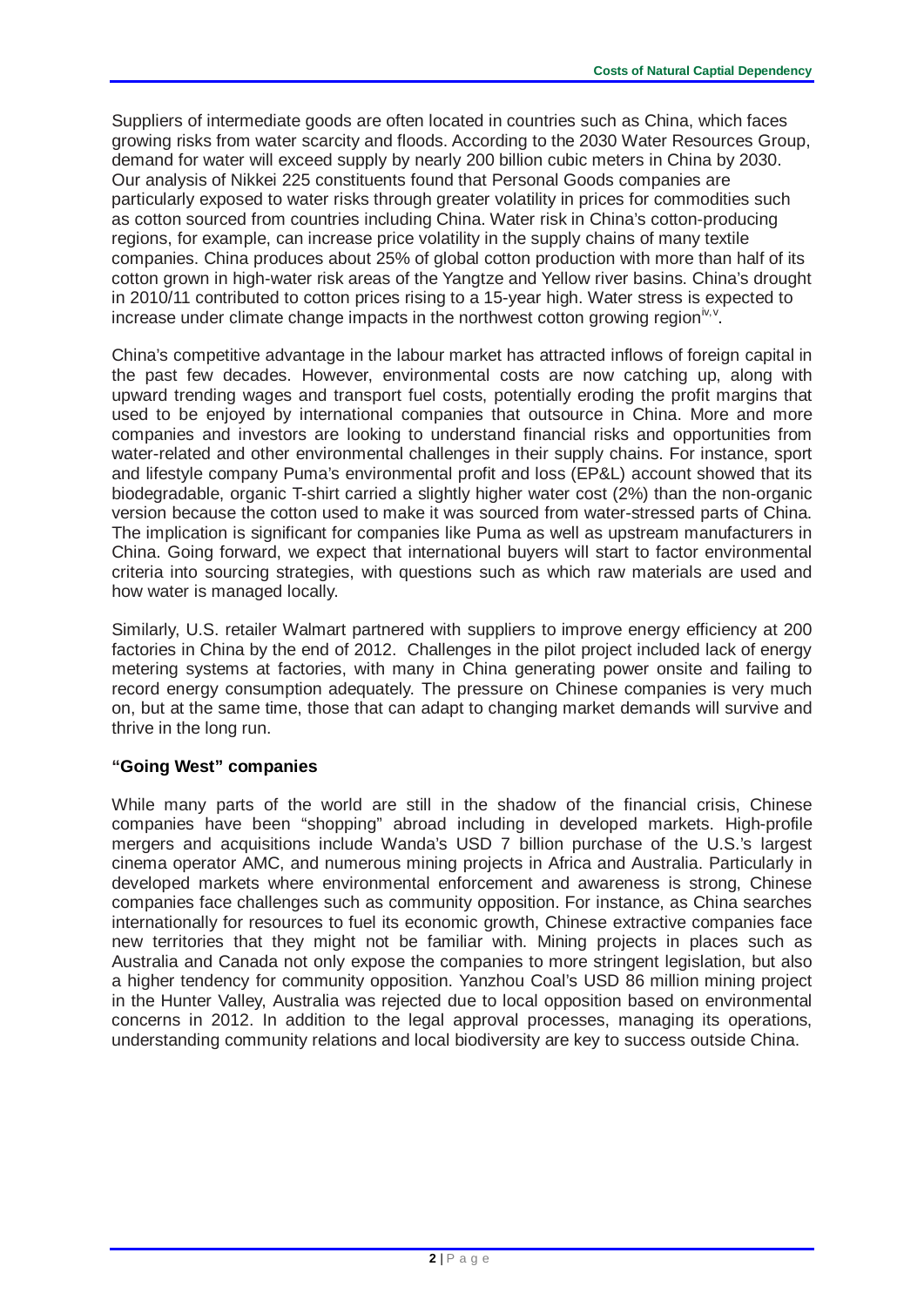Suppliers of intermediate goods are often located in countries such as China, which faces growing risks from water scarcity and floods. According to the 2030 Water Resources Group, demand for water will exceed supply by nearly 200 billion cubic meters in China by 2030. Our analysis of Nikkei 225 constituents found that Personal Goods companies are particularly exposed to water risks through greater volatility in prices for commodities such as cotton sourced from countries including China. Water risk in China's cotton-producing regions, for example, can increase price volatility in the supply chains of many textile companies. China produces about 25% of global cotton production with more than half of its cotton grown in high-water risk areas of the Yangtze and Yellow river basins. China's drought in 2010/11 contributed to cotton prices rising to a 15-year high. Water stress is expected to increase under climate change impacts in the northwest cotton growing region[iv,v].

China's competitive advantage in the labour market has attracted inflows of foreign capital in the past few decades. However, environmental costs are now catching up, along with upward trending wages and transport fuel costs, potentially eroding the profit margins that used to be enjoyed by international companies that outsource in China. More and more companies and investors are looking to understand financial risks and opportunities from water-related and other environmental challenges in their supply chains. For instance, sport and lifestyle company Puma's environmental profit and loss (EP&L) account showed that its biodegradable, organic T-shirt carried a slightly higher water cost (2%) than the non-organic version because the cotton used to make it was sourced from water-stressed parts of China. The implication is significant for companies like Puma as well as upstream manufacturers in China. Going forward, we expect that international buyers will start to factor environmental criteria into sourcing strategies, with questions such as which raw materials are used and how water is managed locally.

Similarly, U.S. retailer Walmart partnered with suppliers to improve energy efficiency at 200 factories in China by the end of 2012. Challenges in the pilot project included lack of energy metering systems at factories, with many in China generating power onsite and failing to record energy consumption adequately. The pressure on Chinese companies is very much on, but at the same time, those that can adapt to changing market demands will survive and thrive in the long run.

**"Going West" companies**

While many parts of the world are still in the shadow of the financial crisis, Chinese companies have been "shopping" abroad including in developed markets. High-profile mergers and acquisitions include Wanda's USD 7 billion purchase of the U.S.'s largest cinema operator AMC, and numerous mining projects in Africa and Australia. Particularly in developed markets where environmental enforcement and awareness is strong, Chinese companies face challenges such as community opposition. For instance, as China searches internationally for resources to fuel its economic growth, Chinese extractive companies face new territories that they might not be familiar with. Mining projects in places such as Australia and Canada not only expose the companies to more stringent legislation, but also a higher tendency for community opposition. Yanzhou Coal's USD 86 million mining project in the Hunter Valley, Australia was rejected due to local opposition based on environmental concerns in 2012. In addition to the legal approval processes, managing its operations, understanding community relations and local biodiversity are key to success outside China.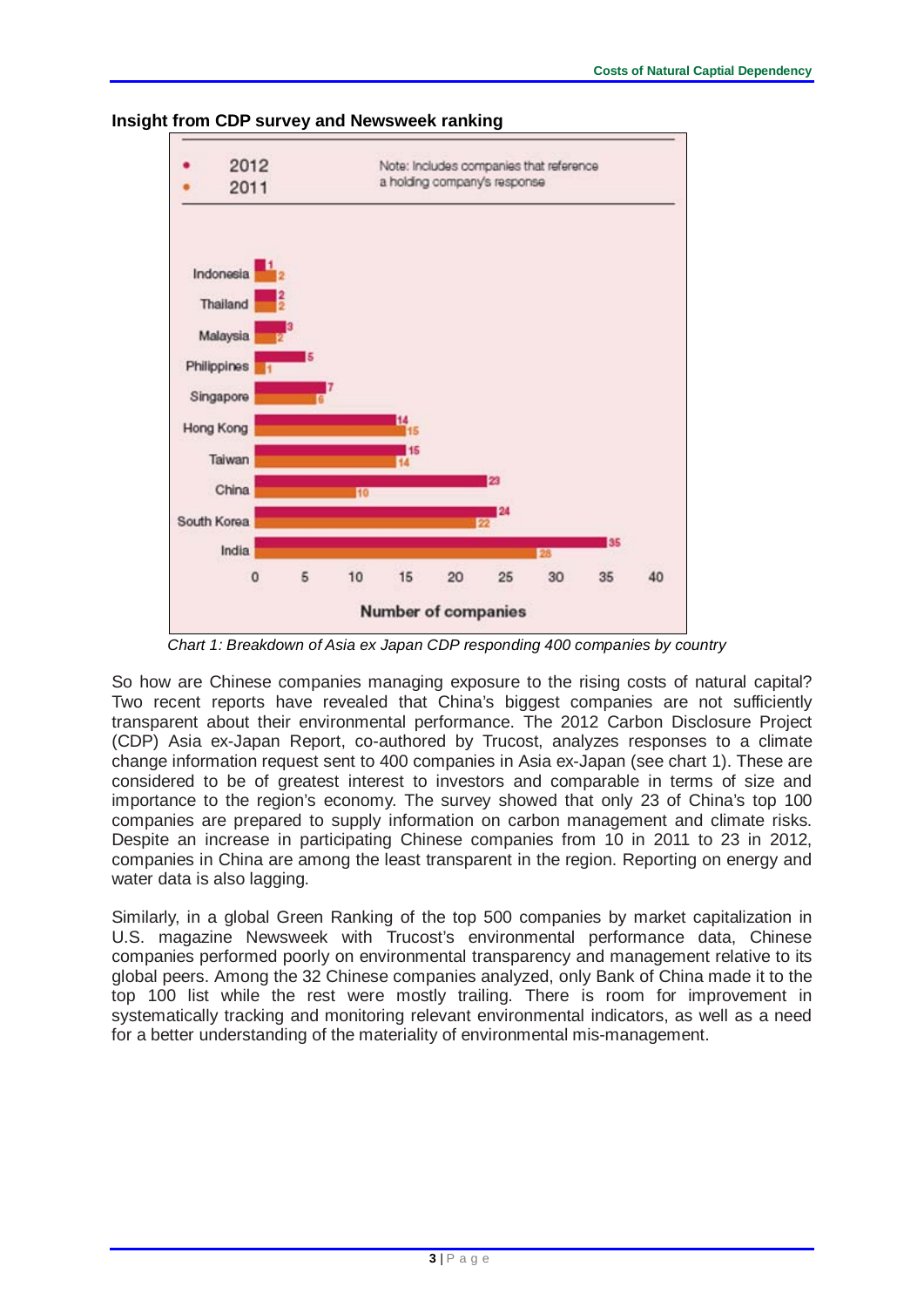## Insight from CDP survey and Newsweek ranking

Note: Includes companies that reference a holding company's response

| Country | 2012 | 2011 |
|---|---|---|
| Indonesia | 1 | 2 |
| Thailand | 2 | 2 |
| Malaysia | 3 | 2 |
| Philippines | 5 | 1 |
| Singapore | 7 | 6 |
| Hong Kong | 14 | 15 |
| Taiwan | 15 | 14 |
| China | 23 | 10 |
| South Korea | 24 | 22 |
| India | 35 | 28 |

Number of companies

*Chart 1: Breakdown of Asia ex Japan CDP responding 400 companies by country*

So how are Chinese companies managing exposure to the rising costs of natural capital? Two recent reports have revealed that China's biggest companies are not sufficiently transparent about their environmental performance. The 2012 Carbon Disclosure Project (CDP) Asia ex-Japan Report, co-authored by Trucost, analyzes responses to a climate change information request sent to 400 companies in Asia ex-Japan (see chart 1). These are considered to be of greatest interest to investors and comparable in terms of size and importance to the region's economy. The survey showed that only 23 of China's top 100 companies are prepared to supply information on carbon management and climate risks. Despite an increase in participating Chinese companies from 10 in 2011 to 23 in 2012, companies in China are among the least transparent in the region. Reporting on energy and water data is also lagging.

Similarly, in a global Green Ranking of the top 500 companies by market capitalization in U.S. magazine Newsweek with Trucost's environmental performance data, Chinese companies performed poorly on environmental transparency and management relative to its global peers. Among the 32 Chinese companies analyzed, only Bank of China made it to the top 100 list while the rest were mostly trailing. There is room for improvement in systematically tracking and monitoring relevant environmental indicators, as well as a need for a better understanding of the materiality of environmental mis-management.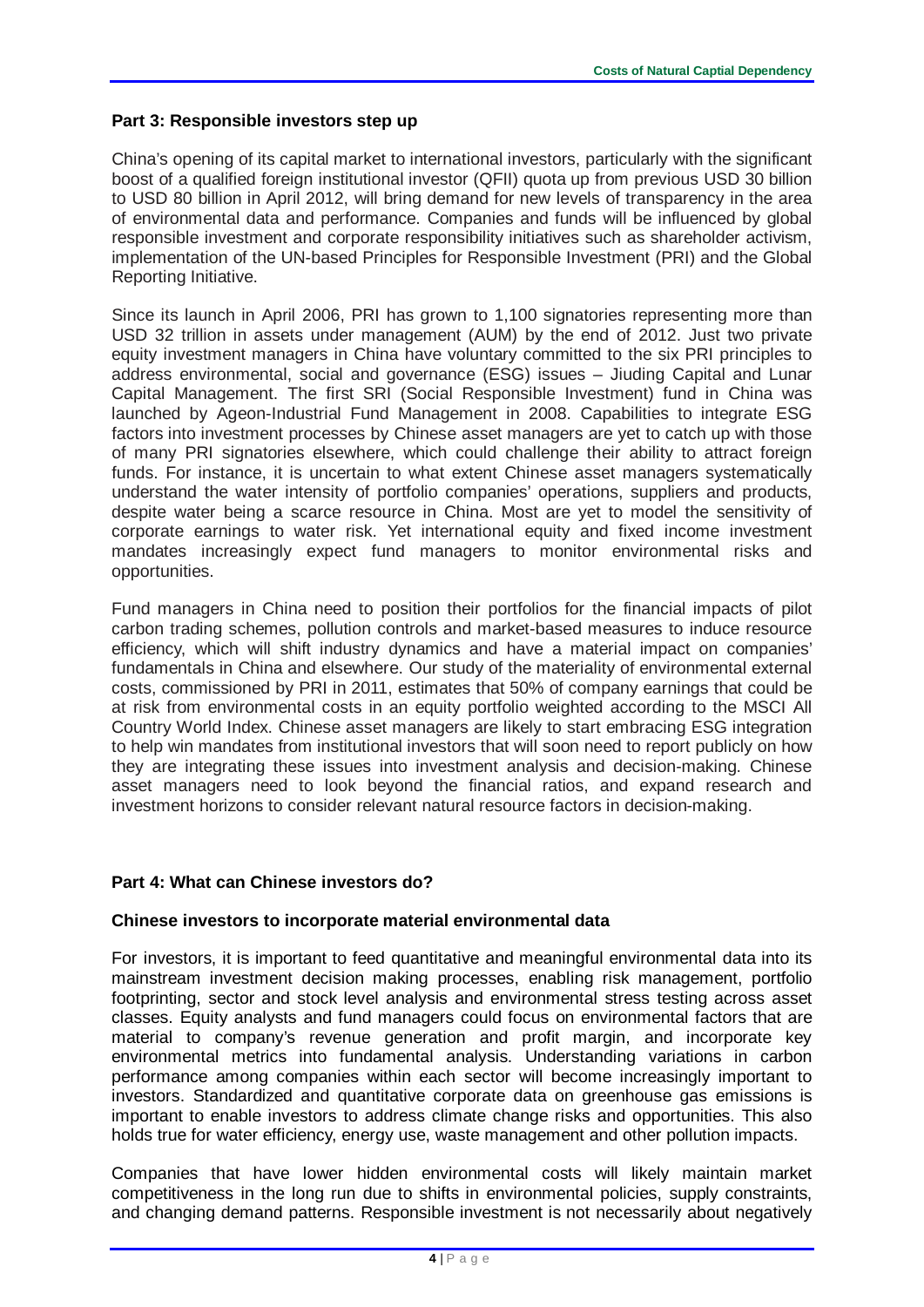**Part 3: Responsible investors step up**

China's opening of its capital market to international investors, particularly with the significant boost of a qualified foreign institutional investor (QFII) quota up from previous USD 30 billion to USD 80 billion in April 2012, will bring demand for new levels of transparency in the area of environmental data and performance. Companies and funds will be influenced by global responsible investment and corporate responsibility initiatives such as shareholder activism, implementation of the UN-based Principles for Responsible Investment (PRI) and the Global Reporting Initiative.

Since its launch in April 2006, PRI has grown to 1,100 signatories representing more than USD 32 trillion in assets under management (AUM) by the end of 2012. Just two private equity investment managers in China have voluntary committed to the six PRI principles to address environmental, social and governance (ESG) issues – Jiuding Capital and Lunar Capital Management. The first SRI (Social Responsible Investment) fund in China was launched by Ageon-Industrial Fund Management in 2008. Capabilities to integrate ESG factors into investment processes by Chinese asset managers are yet to catch up with those of many PRI signatories elsewhere, which could challenge their ability to attract foreign funds. For instance, it is uncertain to what extent Chinese asset managers systematically understand the water intensity of portfolio companies' operations, suppliers and products, despite water being a scarce resource in China. Most are yet to model the sensitivity of corporate earnings to water risk. Yet international equity and fixed income investment mandates increasingly expect fund managers to monitor environmental risks and opportunities.

Fund managers in China need to position their portfolios for the financial impacts of pilot carbon trading schemes, pollution controls and market-based measures to induce resource efficiency, which will shift industry dynamics and have a material impact on companies' fundamentals in China and elsewhere. Our study of the materiality of environmental external costs, commissioned by PRI in 2011, estimates that 50% of company earnings that could be at risk from environmental costs in an equity portfolio weighted according to the MSCI All Country World Index. Chinese asset managers are likely to start embracing ESG integration to help win mandates from institutional investors that will soon need to report publicly on how they are integrating these issues into investment analysis and decision-making. Chinese asset managers need to look beyond the financial ratios, and expand research and investment horizons to consider relevant natural resource factors in decision-making.

**Part 4: What can Chinese investors do?**

**Chinese investors to incorporate material environmental data**

For investors, it is important to feed quantitative and meaningful environmental data into its mainstream investment decision making processes, enabling risk management, portfolio footprinting, sector and stock level analysis and environmental stress testing across asset classes. Equity analysts and fund managers could focus on environmental factors that are material to company's revenue generation and profit margin, and incorporate key environmental metrics into fundamental analysis. Understanding variations in carbon performance among companies within each sector will become increasingly important to investors. Standardized and quantitative corporate data on greenhouse gas emissions is important to enable investors to address climate change risks and opportunities. This also holds true for water efficiency, energy use, waste management and other pollution impacts.

Companies that have lower hidden environmental costs will likely maintain market competitiveness in the long run due to shifts in environmental policies, supply constraints, and changing demand patterns. Responsible investment is not necessarily about negatively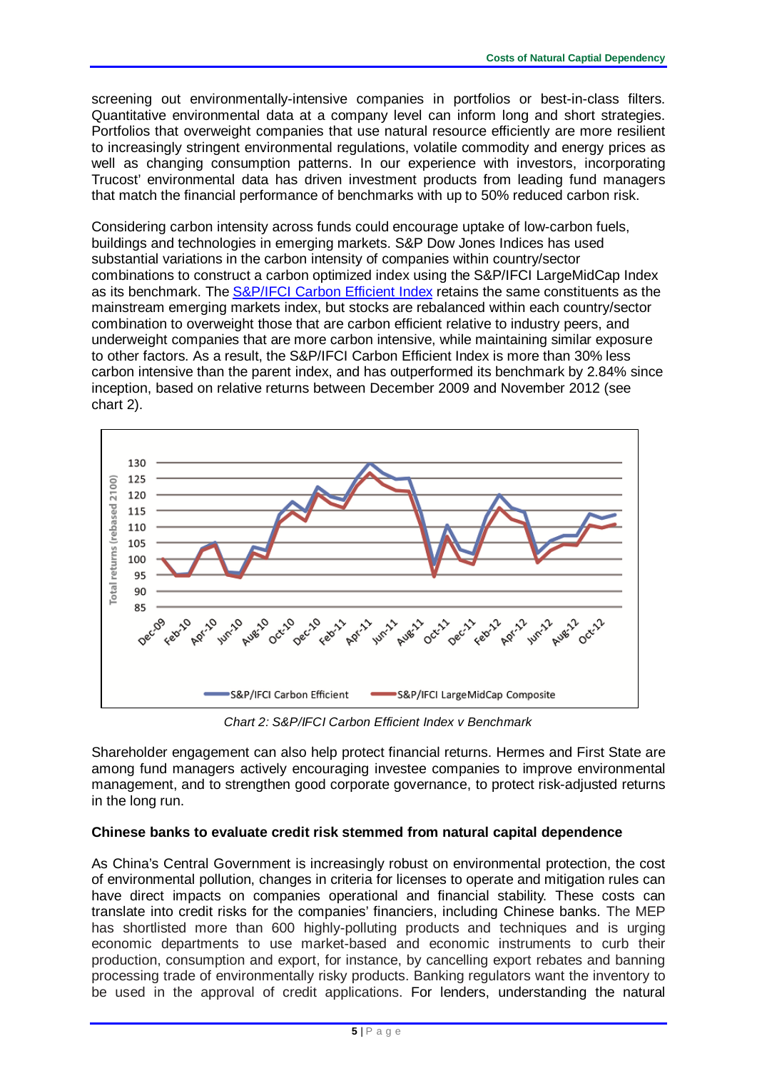screening out environmentally-intensive companies in portfolios or best-in-class filters. Quantitative environmental data at a company level can inform long and short strategies. Portfolios that overweight companies that use natural resource efficiently are more resilient to increasingly stringent environmental regulations, volatile commodity and energy prices as well as changing consumption patterns. In our experience with investors, incorporating Trucost' environmental data has driven investment products from leading fund managers that match the financial performance of benchmarks with up to 50% reduced carbon risk.

Considering carbon intensity across funds could encourage uptake of low-carbon fuels, buildings and technologies in emerging markets. S&P Dow Jones Indices has used substantial variations in the carbon intensity of companies within country/sector combinations to construct a carbon optimized index using the S&P/IFCI LargeMidCap Index as its benchmark. The [S&P/IFCI Carbon Efficient Index] retains the same constituents as the mainstream emerging markets index, but stocks are rebalanced within each country/sector combination to overweight those that are carbon efficient relative to industry peers, and underweight companies that are more carbon intensive, while maintaining similar exposure to other factors. As a result, the S&P/IFCI Carbon Efficient Index is more than 30% less carbon intensive than the parent index, and has outperformed its benchmark by 2.84% since inception, based on relative returns between December 2009 and November 2012 (see chart 2).

*Chart 2: S&P/IFCI Carbon Efficient Index v Benchmark*

Shareholder engagement can also help protect financial returns. Hermes and First State are among fund managers actively encouraging investee companies to improve environmental management, and to strengthen good corporate governance, to protect risk-adjusted returns in the long run.

**Chinese banks to evaluate credit risk stemmed from natural capital dependence**

As China's Central Government is increasingly robust on environmental protection, the cost of environmental pollution, changes in criteria for licenses to operate and mitigation rules can have direct impacts on companies operational and financial stability. These costs can translate into credit risks for the companies' financiers, including Chinese banks. The MEP has shortlisted more than 600 highly-polluting products and techniques and is urging economic departments to use market-based and economic instruments to curb their production, consumption and export, for instance, by cancelling export rebates and banning processing trade of environmentally risky products. Banking regulators want the inventory to be used in the approval of credit applications. For lenders, understanding the natural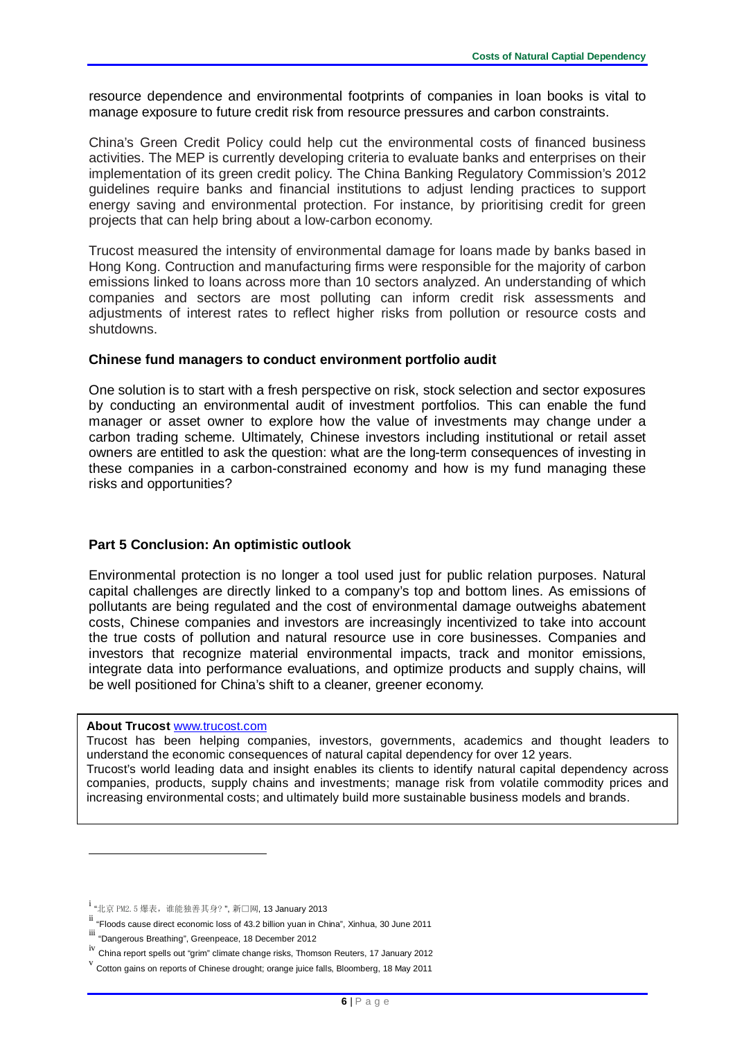resource dependence and environmental footprints of companies in loan books is vital to manage exposure to future credit risk from resource pressures and carbon constraints.

China's Green Credit Policy could help cut the environmental costs of financed business activities. The MEP is currently developing criteria to evaluate banks and enterprises on their implementation of its green credit policy. The China Banking Regulatory Commission's 2012 guidelines require banks and financial institutions to adjust lending practices to support energy saving and environmental protection. For instance, by prioritising credit for green projects that can help bring about a low-carbon economy.

Trucost measured the intensity of environmental damage for loans made by banks based in Hong Kong. Contruction and manufacturing firms were responsible for the majority of carbon emissions linked to loans across more than 10 sectors analyzed. An understanding of which companies and sectors are most polluting can inform credit risk assessments and adjustments of interest rates to reflect higher risks from pollution or resource costs and shutdowns.

**Chinese fund managers to conduct environment portfolio audit**

One solution is to start with a fresh perspective on risk, stock selection and sector exposures by conducting an environmental audit of investment portfolios. This can enable the fund manager or asset owner to explore how the value of investments may change under a carbon trading scheme. Ultimately, Chinese investors including institutional or retail asset owners are entitled to ask the question: what are the long-term consequences of investing in these companies in a carbon-constrained economy and how is my fund managing these risks and opportunities?

## Part 5 Conclusion: An optimistic outlook

Environmental protection is no longer a tool used just for public relation purposes. Natural capital challenges are directly linked to a company's top and bottom lines. As emissions of pollutants are being regulated and the cost of environmental damage outweighs abatement costs, Chinese companies and investors are increasingly incentivized to take into account the true costs of pollution and natural resource use in core businesses. Companies and investors that recognize material environmental impacts, track and monitor emissions, integrate data into performance evaluations, and optimize products and supply chains, will be well positioned for China's shift to a cleaner, greener economy.

**About Trucost** www.trucost.com

Trucost has been helping companies, investors, governments, academics and thought leaders to understand the economic consequences of natural capital dependency for over 12 years.

Trucost's world leading data and insight enables its clients to identify natural capital dependency across companies, products, supply chains and investments; manage risk from volatile commodity prices and increasing environmental costs; and ultimately build more sustainable business models and brands.

---

[i] "北京 PM2.5 爆表，谁能独善其身？", 新□网, 13 January 2013

[ii] "Floods cause direct economic loss of 43.2 billion yuan in China", Xinhua, 30 June 2011

[iii] "Dangerous Breathing", Greenpeace, 18 December 2012

[iv] China report spells out "grim" climate change risks, Thomson Reuters, 17 January 2012

[v] Cotton gains on reports of Chinese drought; orange juice falls, Bloomberg, 18 May 2011